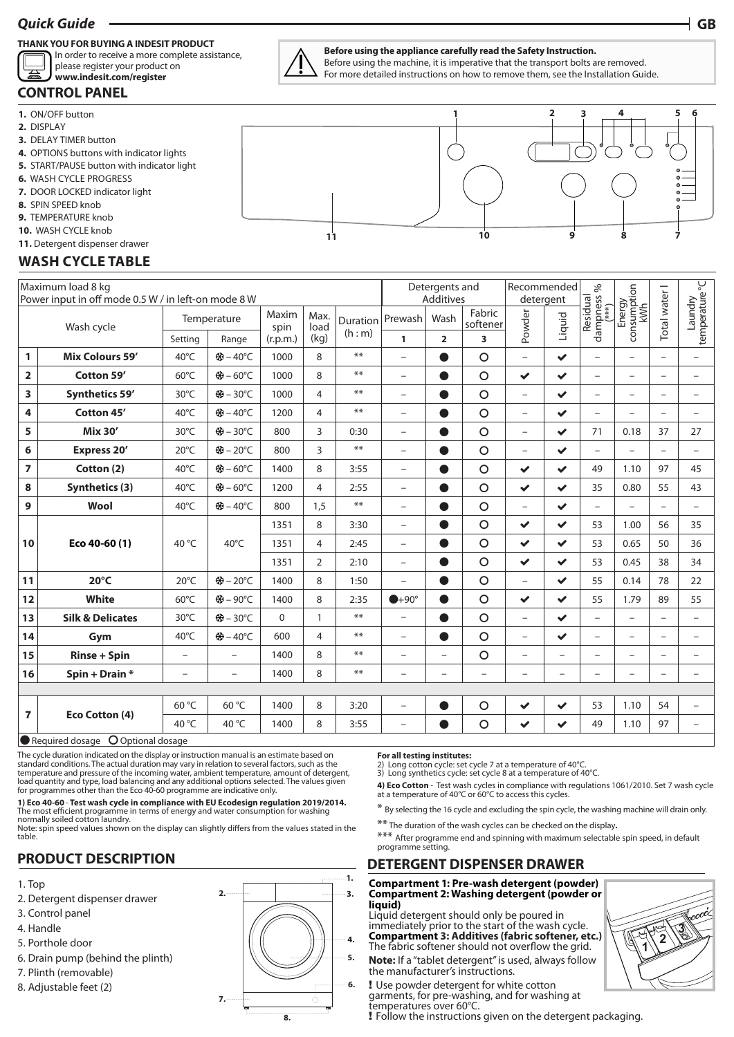## Quick Guide

**THANK YOU FOR BUYING A INDESIT PRODUCT**
In order to receive a more complete assistance, please register your product on **www.indesit.com/register**

**Before using the appliance carefully read the Safety Instruction.**
Before using the machine, it is imperative that the transport bolts are removed. For more detailed instructions on how to remove them, see the Installation Guide.

## CONTROL PANEL

1. ON/OFF button
2. DISPLAY
3. DELAY TIMER button
4. OPTIONS buttons with indicator lights
5. START/PAUSE button with indicator light
6. WASH CYCLE PROGRESS
7. DOOR LOCKED indicator light
8. SPIN SPEED knob
9. TEMPERATURE knob
10. WASH CYCLE knob
11. Detergent dispenser drawer

## WASH CYCLE TABLE

| Maximum load 8 kg<br>Power input in off mode 0.5 W / in left-on mode 8 W | | | | | | | Detergents and Additives | | | Recommended detergent | | Residual dampness % (***) | Energy consumption kWh | Total water l | Laundry temperature °C |
|---|---|---|---|---|---|---|---|---|---|---|---|---|---|---|---|
| Wash cycle | | Temperature | | Maxim spin (r.p.m.) | Max. load (kg) | Duration (h : m) | Prewash | Wash | Fabric softener | Powder | Liquid | | | | |
| | | Setting | Range | | | | 1 | 2 | 3 | | | | | | |
| 1 | **Mix Colours 59'** | 40°C | ❄ – 40°C | 1000 | 8 | ** | – | ● | ○ | – | ✔ | – | – | – | – |
| 2 | **Cotton 59'** | 60°C | ❄ – 60°C | 1000 | 8 | ** | – | ● | ○ | ✔ | ✔ | – | – | – | – |
| 3 | **Synthetics 59'** | 30°C | ❄ – 30°C | 1000 | 4 | ** | – | ● | ○ | – | ✔ | – | – | – | – |
| 4 | **Cotton 45'** | 40°C | ❄ – 40°C | 1200 | 4 | ** | – | ● | ○ | – | ✔ | – | – | – | – |
| 5 | **Mix 30'** | 30°C | ❄ – 30°C | 800 | 3 | 0:30 | – | ● | ○ | – | ✔ | 71 | 0.18 | 37 | 27 |
| 6 | **Express 20'** | 20°C | ❄ – 20°C | 800 | 3 | ** | – | ● | ○ | – | ✔ | – | – | – | – |
| 7 | **Cotton (2)** | 40°C | ❄ – 60°C | 1400 | 8 | 3:55 | – | ● | ○ | ✔ | ✔ | 49 | 1.10 | 97 | 45 |
| 8 | **Synthetics (3)** | 40°C | ❄ – 60°C | 1200 | 4 | 2:55 | – | ● | ○ | ✔ | ✔ | 35 | 0.80 | 55 | 43 |
| 9 | **Wool** | 40°C | ❄ – 40°C | 800 | 1,5 | ** | – | ● | ○ | – | ✔ | – | – | – | – |
| 10 | **Eco 40-60 (1)** | 40 °C | 40°C | 1351 | 8 | 3:30 | – | ● | ○ | ✔ | ✔ | 53 | 1.00 | 56 | 35 |
| | | | | 1351 | 4 | 2:45 | – | ● | ○ | ✔ | ✔ | 53 | 0.65 | 50 | 36 |
| | | | | 1351 | 2 | 2:10 | – | ● | ○ | ✔ | ✔ | 53 | 0.45 | 38 | 34 |
| 11 | **20°C** | 20°C | ❄ – 20°C | 1400 | 8 | 1:50 | – | ● | ○ | – | ✔ | 55 | 0.14 | 78 | 22 |
| 12 | **White** | 60°C | ❄ – 90°C | 1400 | 8 | 2:35 | ●+90° | ● | ○ | ✔ | ✔ | 55 | 1.79 | 89 | 55 |
| 13 | **Silk & Delicates** | 30°C | ❄ – 30°C | 0 | 1 | ** | – | ● | ○ | – | ✔ | – | – | – | – |
| 14 | **Gym** | 40°C | ❄ – 40°C | 600 | 4 | ** | – | ● | ○ | – | ✔ | – | – | – | – |
| 15 | **Rinse + Spin** | – | – | 1400 | 8 | ** | – | – | ○ | – | – | – | – | – | – |
| 16 | **Spin + Drain *** | – | – | 1400 | 8 | ** | – | – | – | – | – | – | – | – | – |
| 7 | **Eco Cotton (4)** | 60 °C | 60 °C | 1400 | 8 | 3:20 | – | ● | ○ | ✔ | ✔ | 53 | 1.10 | 54 | – |
| | | 40 °C | 40 °C | 1400 | 8 | 3:55 | – | ● | ○ | ✔ | ✔ | 49 | 1.10 | 97 | – |

● Required dosage ○ Optional dosage

The cycle duration indicated on the display or instruction manual is an estimate based on standard conditions. The actual duration may vary in relation to several factors, such as the temperature and pressure of the incoming water, ambient temperature, amount of detergent, load quantity and type, load balancing and any additional options selected. The values given for programmes other than the Eco 40-60 programme are indicative only.

**1) Eco 40-60 - Test wash cycle in compliance with EU Ecodesign regulation 2019/2014.** The most efficient programme in terms of energy and water consumption for washing normally soiled cotton laundry.
Note: spin speed values shown on the display can slightly differs from the values stated in the table.

**For all testing institutes:**
2) Long cotton cycle: set cycle 7 at a temperature of 40°C.
3) Long synthetics cycle: set cycle 8 at a temperature of 40°C.

**4) Eco Cotton** - Test wash cycles in compliance with regulations 1061/2010. Set 7 wash cycle at a temperature of 40°C or 60°C to access this cycles.

* By selecting the 16 cycle and excluding the spin cycle, the washing machine will drain only.

** The duration of the wash cycles can be checked on the display.

*** After programme end and spinning with maximum selectable spin speed, in default programme setting.

## PRODUCT DESCRIPTION

1. Top
2. Detergent dispenser drawer
3. Control panel
4. Handle
5. Porthole door
6. Drain pump (behind the plinth)
7. Plinth (removable)
8. Adjustable feet (2)

## DETERGENT DISPENSER DRAWER

**Compartment 1: Pre-wash detergent (powder)**
**Compartment 2: Washing detergent (powder or liquid)**
Liquid detergent should only be poured in immediately prior to the start of the wash cycle.
**Compartment 3: Additives (fabric softener, etc.)**
The fabric softener should not overflow the grid.
**Note:** If a "tablet detergent" is used, always follow the manufacturer's instructions.

**!** Use powder detergent for white cotton garments, for pre-washing, and for washing at temperatures over 60°C.
**!** Follow the instructions given on the detergent packaging.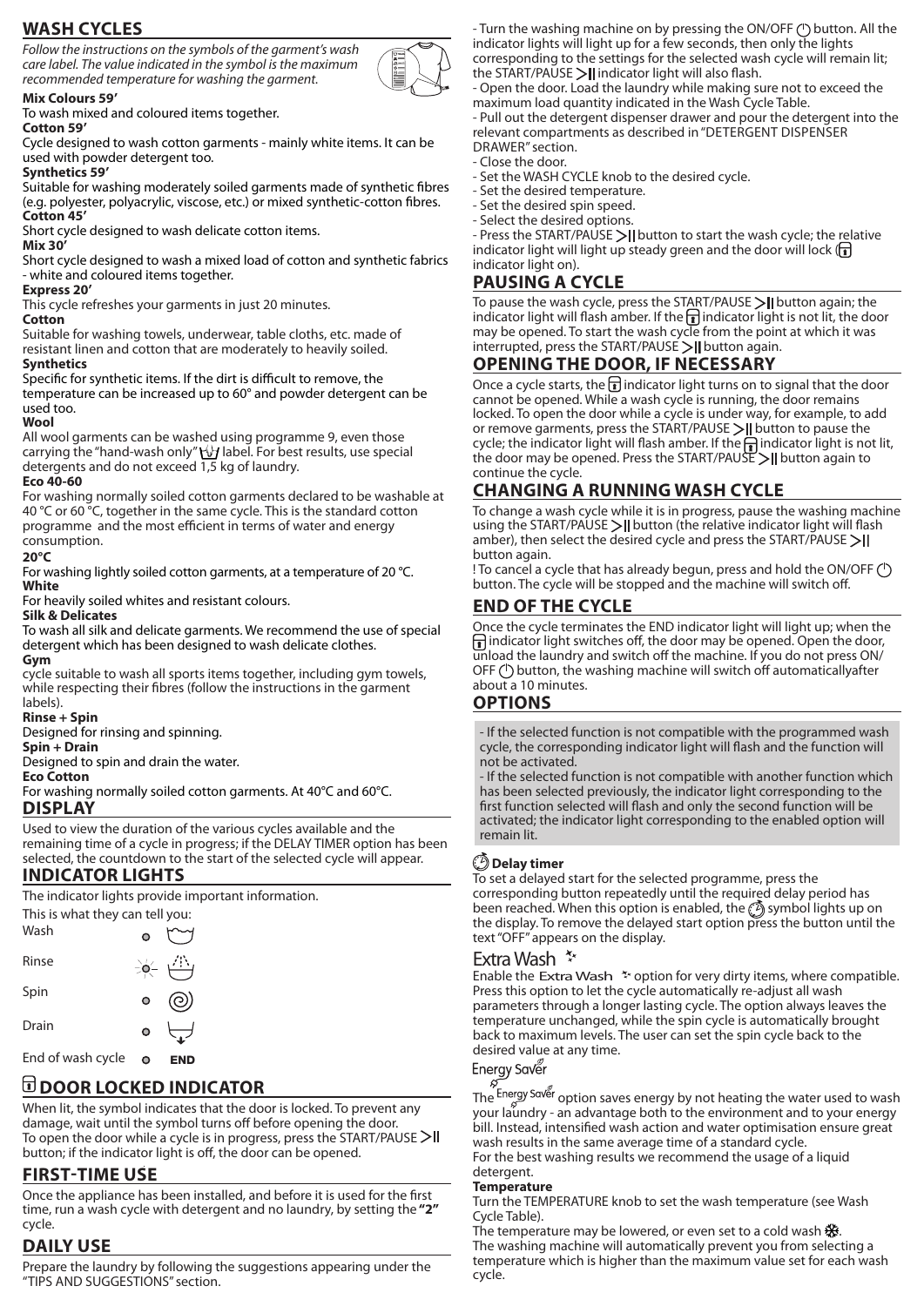## WASH CYCLES

*Follow the instructions on the symbols of the garment's wash care label. The value indicated in the symbol is the maximum recommended temperature for washing the garment.*

**Mix Colours 59'**

To wash mixed and coloured items together.

**Cotton 59'**

Cycle designed to wash cotton garments - mainly white items. It can be used with powder detergent too.

**Synthetics 59'**

Suitable for washing moderately soiled garments made of synthetic fibres (e.g. polyester, polyacrylic, viscose, etc.) or mixed synthetic-cotton fibres.

**Cotton 45'**

Short cycle designed to wash delicate cotton items.

**Mix 30'**

Short cycle designed to wash a mixed load of cotton and synthetic fabrics - white and coloured items together.

**Express 20'**

This cycle refreshes your garments in just 20 minutes.

**Cotton**

Suitable for washing towels, underwear, table cloths, etc. made of resistant linen and cotton that are moderately to heavily soiled.

**Synthetics**

Specific for synthetic items. If the dirt is difficult to remove, the temperature can be increased up to 60° and powder detergent can be used too.

**Wool**

All wool garments can be washed using programme 9, even those carrying the "hand-wash only" label. For best results, use special detergents and do not exceed 1,5 kg of laundry.

**Eco 40-60**

For washing normally soiled cotton garments declared to be washable at 40 °C or 60 °C, together in the same cycle. This is the standard cotton programme and the most efficient in terms of water and energy consumption.

**20°C**

For washing lightly soiled cotton garments, at a temperature of 20 °C.

**White**

For heavily soiled whites and resistant colours.

**Silk & Delicates**

To wash all silk and delicate garments. We recommend the use of special detergent which has been designed to wash delicate clothes.

**Gym**

cycle suitable to wash all sports items together, including gym towels, while respecting their fibres (follow the instructions in the garment labels).

**Rinse + Spin**

Designed for rinsing and spinning.

**Spin + Drain**

Designed to spin and drain the water.

**Eco Cotton**

For washing normally soiled cotton garments. At 40°C and 60°C.

## DISPLAY

Used to view the duration of the various cycles available and the remaining time of a cycle in progress; if the DELAY TIMER option has been selected, the countdown to the start of the selected cycle will appear.

## INDICATOR LIGHTS

The indicator lights provide important information.

This is what they can tell you:

Wash

Rinse

Spin

Drain

End of wash cycle — END

## DOOR LOCKED INDICATOR

When lit, the symbol indicates that the door is locked. To prevent any damage, wait until the symbol turns off before opening the door.
To open the door while a cycle is in progress, press the START/PAUSE button; if the indicator light is off, the door can be opened.

## FIRST-TIME USE

Once the appliance has been installed, and before it is used for the first time, run a wash cycle with detergent and no laundry, by setting the **"2"** cycle.

## DAILY USE

Prepare the laundry by following the suggestions appearing under the "TIPS AND SUGGESTIONS" section.

- Turn the washing machine on by pressing the ON/OFF button. All the indicator lights will light up for a few seconds, then only the lights corresponding to the settings for the selected wash cycle will remain lit; the START/PAUSE indicator light will also flash.
- Open the door. Load the laundry while making sure not to exceed the maximum load quantity indicated in the Wash Cycle Table.
- Pull out the detergent dispenser drawer and pour the detergent into the relevant compartments as described in "DETERGENT DISPENSER DRAWER" section.
- Close the door.
- Set the WASH CYCLE knob to the desired cycle.
- Set the desired temperature.
- Set the desired spin speed.
- Select the desired options.
- Press the START/PAUSE button to start the wash cycle; the relative indicator light will light up steady green and the door will lock (indicator light on).

## PAUSING A CYCLE

To pause the wash cycle, press the START/PAUSE button again; the indicator light will flash amber. If the indicator light is not lit, the door may be opened. To start the wash cycle from the point at which it was interrupted, press the START/PAUSE button again.

## OPENING THE DOOR, IF NECESSARY

Once a cycle starts, the indicator light turns on to signal that the door cannot be opened. While a wash cycle is running, the door remains locked. To open the door while a cycle is under way, for example, to add or remove garments, press the START/PAUSE button to pause the cycle; the indicator light will flash amber. If the indicator light is not lit, the door may be opened. Press the START/PAUSE button again to continue the cycle.

## CHANGING A RUNNING WASH CYCLE

To change a wash cycle while it is in progress, pause the washing machine using the START/PAUSE button (the relative indicator light will flash amber), then select the desired cycle and press the START/PAUSE button again.

! To cancel a cycle that has already begun, press and hold the ON/OFF button. The cycle will be stopped and the machine will switch off.

## END OF THE CYCLE

Once the cycle terminates the END indicator light will light up; when the indicator light switches off, the door may be opened. Open the door, unload the laundry and switch off the machine. If you do not press ON/OFF button, the washing machine will switch off automaticallyafter about a 10 minutes.

## OPTIONS

- If the selected function is not compatible with the programmed wash cycle, the corresponding indicator light will flash and the function will not be activated.
- If the selected function is not compatible with another function which has been selected previously, the indicator light corresponding to the first function selected will flash and only the second function will be activated; the indicator light corresponding to the enabled option will remain lit.

### Delay timer

To set a delayed start for the selected programme, press the corresponding button repeatedly until the required delay period has been reached. When this option is enabled, the symbol lights up on the display. To remove the delayed start option press the button until the text "OFF" appears on the display.

### Extra Wash

Enable the Extra Wash option for very dirty items, where compatible. Press this option to let the cycle automatically re-adjust all wash parameters through a longer lasting cycle. The option always leaves the temperature unchanged, while the spin cycle is automatically brought back to maximum levels. The user can set the spin cycle back to the desired value at any time.

### Energy Saver

The Energy Saver option saves energy by not heating the water used to wash your laundry - an advantage both to the environment and to your energy bill. Instead, intensified wash action and water optimisation ensure great wash results in the same average time of a standard cycle.
For the best washing results we recommend the usage of a liquid detergent.

**Temperature**

Turn the TEMPERATURE knob to set the wash temperature (see Wash Cycle Table).
The temperature may be lowered, or even set to a cold wash.
The washing machine will automatically prevent you from selecting a temperature which is higher than the maximum value set for each wash cycle.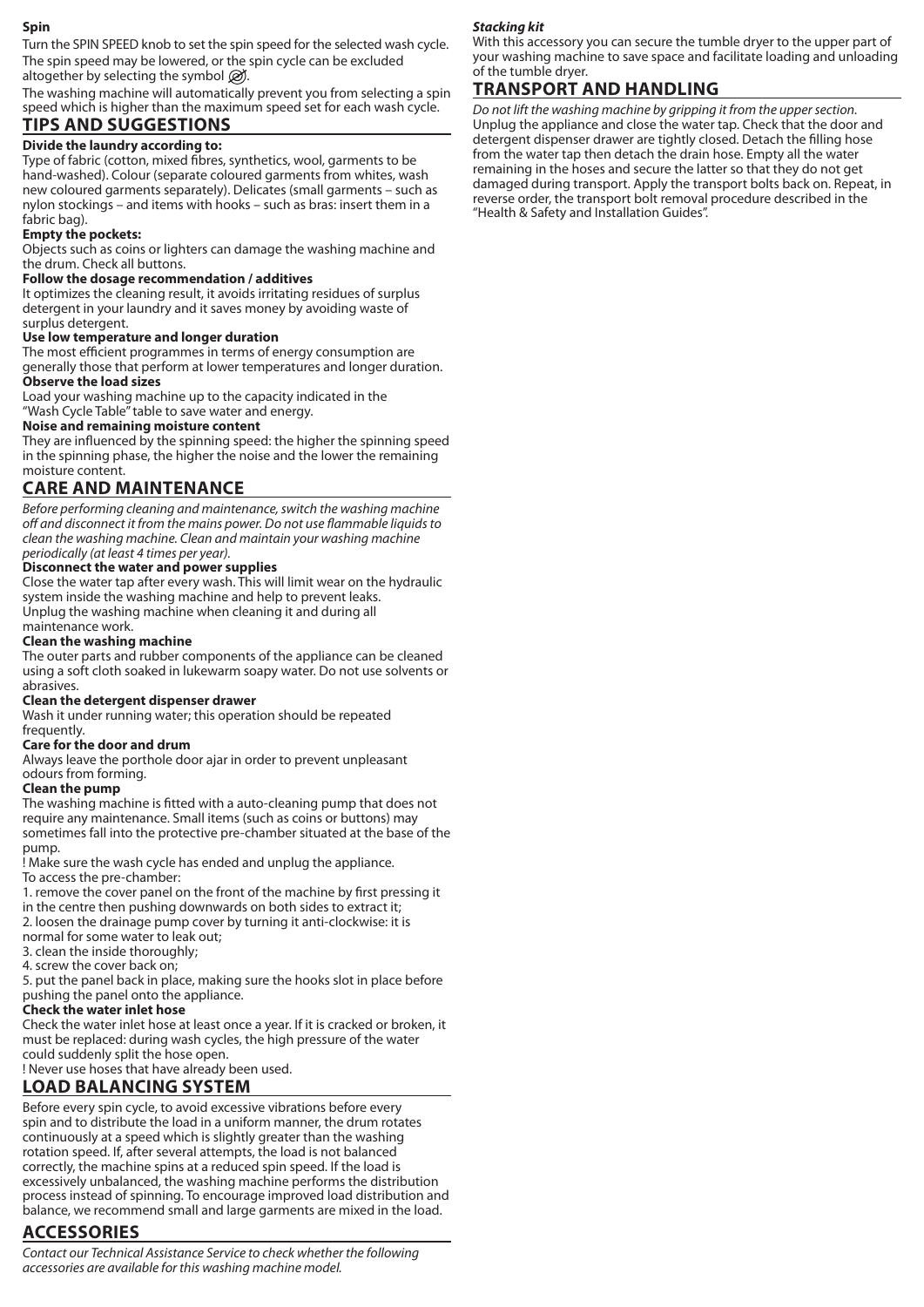**Spin**

Turn the SPIN SPEED knob to set the spin speed for the selected wash cycle. The spin speed may be lowered, or the spin cycle can be excluded altogether by selecting the symbol .

The washing machine will automatically prevent you from selecting a spin speed which is higher than the maximum speed set for each wash cycle.

## TIPS AND SUGGESTIONS

**Divide the laundry according to:**

Type of fabric (cotton, mixed fibres, synthetics, wool, garments to be hand-washed). Colour (separate coloured garments from whites, wash new coloured garments separately). Delicates (small garments – such as nylon stockings – and items with hooks – such as bras: insert them in a fabric bag).

**Empty the pockets:**

Objects such as coins or lighters can damage the washing machine and the drum. Check all buttons.

**Follow the dosage recommendation / additives**

It optimizes the cleaning result, it avoids irritating residues of surplus detergent in your laundry and it saves money by avoiding waste of surplus detergent.

**Use low temperature and longer duration**

The most efficient programmes in terms of energy consumption are generally those that perform at lower temperatures and longer duration.

**Observe the load sizes**

Load your washing machine up to the capacity indicated in the "Wash Cycle Table" table to save water and energy.

**Noise and remaining moisture content**

They are influenced by the spinning speed: the higher the spinning speed in the spinning phase, the higher the noise and the lower the remaining moisture content.

## CARE AND MAINTENANCE

*Before performing cleaning and maintenance, switch the washing machine off and disconnect it from the mains power. Do not use flammable liquids to clean the washing machine. Clean and maintain your washing machine periodically (at least 4 times per year).*

**Disconnect the water and power supplies**

Close the water tap after every wash. This will limit wear on the hydraulic system inside the washing machine and help to prevent leaks.

Unplug the washing machine when cleaning it and during all maintenance work.

**Clean the washing machine**

The outer parts and rubber components of the appliance can be cleaned using a soft cloth soaked in lukewarm soapy water. Do not use solvents or abrasives.

**Clean the detergent dispenser drawer**

Wash it under running water; this operation should be repeated frequently.

**Care for the door and drum**

Always leave the porthole door ajar in order to prevent unpleasant odours from forming.

**Clean the pump**

The washing machine is fitted with a auto-cleaning pump that does not require any maintenance. Small items (such as coins or buttons) may sometimes fall into the protective pre-chamber situated at the base of the pump.

! Make sure the wash cycle has ended and unplug the appliance.

To access the pre-chamber:

1. remove the cover panel on the front of the machine by first pressing it in the centre then pushing downwards on both sides to extract it;
2. loosen the drainage pump cover by turning it anti-clockwise: it is normal for some water to leak out;
3. clean the inside thoroughly;
4. screw the cover back on;
5. put the panel back in place, making sure the hooks slot in place before pushing the panel onto the appliance.

**Check the water inlet hose**

Check the water inlet hose at least once a year. If it is cracked or broken, it must be replaced: during wash cycles, the high pressure of the water could suddenly split the hose open.

! Never use hoses that have already been used.

## LOAD BALANCING SYSTEM

Before every spin cycle, to avoid excessive vibrations before every spin and to distribute the load in a uniform manner, the drum rotates continuously at a speed which is slightly greater than the washing rotation speed. If, after several attempts, the load is not balanced correctly, the machine spins at a reduced spin speed. If the load is excessively unbalanced, the washing machine performs the distribution process instead of spinning. To encourage improved load distribution and balance, we recommend small and large garments are mixed in the load.

## ACCESSORIES

*Contact our Technical Assistance Service to check whether the following accessories are available for this washing machine model.*

***Stacking kit***

With this accessory you can secure the tumble dryer to the upper part of your washing machine to save space and facilitate loading and unloading of the tumble dryer.

## TRANSPORT AND HANDLING

*Do not lift the washing machine by gripping it from the upper section.*

Unplug the appliance and close the water tap. Check that the door and detergent dispenser drawer are tightly closed. Detach the filling hose from the water tap then detach the drain hose. Empty all the water remaining in the hoses and secure the latter so that they do not get damaged during transport. Apply the transport bolts back on. Repeat, in reverse order, the transport bolt removal procedure described in the "Health & Safety and Installation Guides".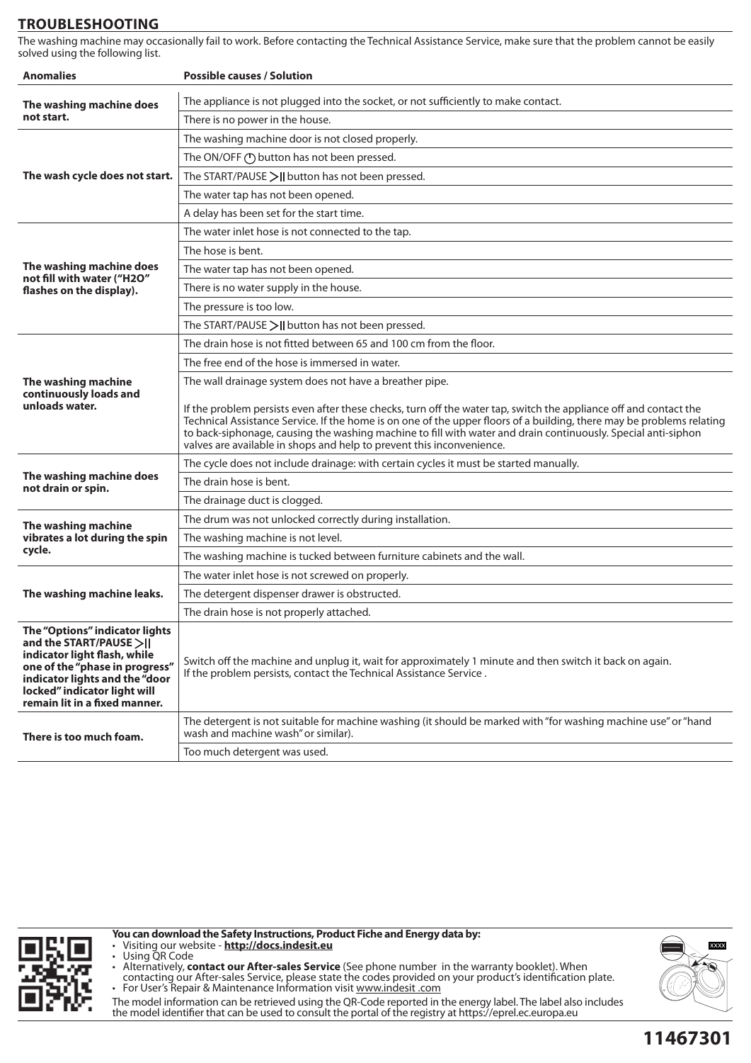## TROUBLESHOOTING

The washing machine may occasionally fail to work. Before contacting the Technical Assistance Service, make sure that the problem cannot be easily solved using the following list.

| Anomalies | Possible causes / Solution |
|---|---|
| **The washing machine does not start.** | The appliance is not plugged into the socket, or not sufficiently to make contact. |
| | There is no power in the house. |
| **The wash cycle does not start.** | The washing machine door is not closed properly. |
| | The ON/OFF button has not been pressed. |
| | The START/PAUSE button has not been pressed. |
| | The water tap has not been opened. |
| | A delay has been set for the start time. |
| **The washing machine does not fill with water ("H2O" flashes on the display).** | The water inlet hose is not connected to the tap. |
| | The hose is bent. |
| | The water tap has not been opened. |
| | There is no water supply in the house. |
| | The pressure is too low. |
| | The START/PAUSE button has not been pressed. |
| **The washing machine continuously loads and unloads water.** | The drain hose is not fitted between 65 and 100 cm from the floor. |
| | The free end of the hose is immersed in water. |
| | The wall drainage system does not have a breather pipe. If the problem persists even after these checks, turn off the water tap, switch the appliance off and contact the Technical Assistance Service. If the home is on one of the upper floors of a building, there may be problems relating to back-siphonage, causing the washing machine to fill with water and drain continuously. Special anti-siphon valves are available in shops and help to prevent this inconvenience. |
| **The washing machine does not drain or spin.** | The cycle does not include drainage: with certain cycles it must be started manually. |
| | The drain hose is bent. |
| | The drainage duct is clogged. |
| **The washing machine vibrates a lot during the spin cycle.** | The drum was not unlocked correctly during installation. |
| | The washing machine is not level. |
| | The washing machine is tucked between furniture cabinets and the wall. |
| **The washing machine leaks.** | The water inlet hose is not screwed on properly. |
| | The detergent dispenser drawer is obstructed. |
| | The drain hose is not properly attached. |
| **The "Options" indicator lights and the START/PAUSE indicator light flash, while one of the "phase in progress" indicator lights and the "door locked" indicator light will remain lit in a fixed manner.** | Switch off the machine and unplug it, wait for approximately 1 minute and then switch it back on again. If the problem persists, contact the Technical Assistance Service . |
| **There is too much foam.** | The detergent is not suitable for machine washing (it should be marked with "for washing machine use" or "hand wash and machine wash" or similar). |
| | Too much detergent was used. |

**You can download the Safety Instructions, Product Fiche and Energy data by:**

- Visiting our website - **http://docs.indesit.eu**
- Using QR Code
- Alternatively, **contact our After-sales Service** (See phone number in the warranty booklet). When contacting our After-sales Service, please state the codes provided on your product's identification plate.
- For User's Repair & Maintenance Information visit www.indesit .com

The model information can be retrieved using the QR-Code reported in the energy label. The label also includes the model identifier that can be used to consult the portal of the registry at https://eprel.ec.europa.eu

XXXX

**11467301**